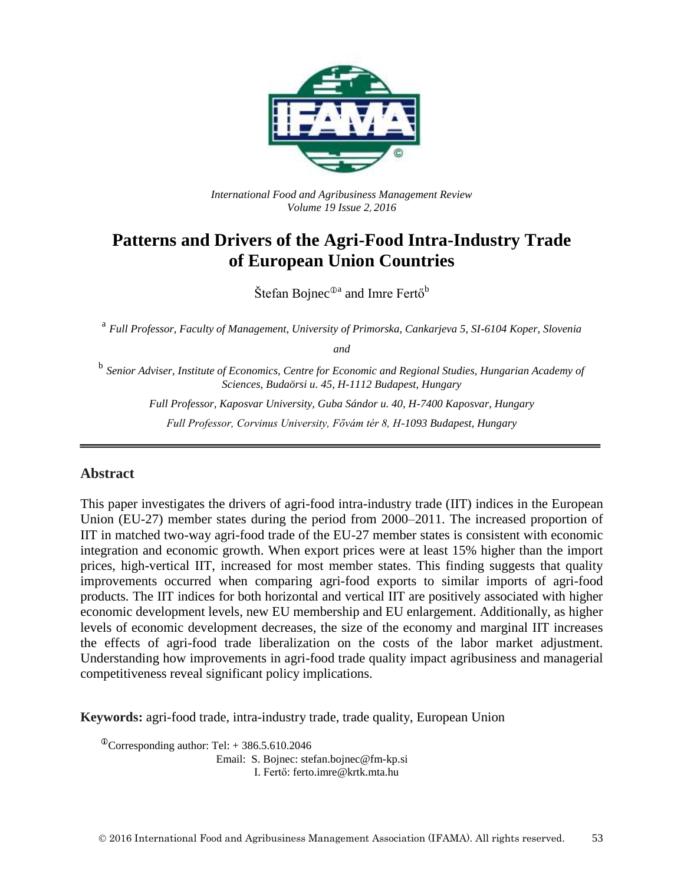*International Food and Agribusiness Management Review*
*Volume 19 Issue 2, 2016*

# Patterns and Drivers of the Agri-Food Intra-Industry Trade of European Union Countries

Štefan Bojnec[ⓘa] and Imre Fertő[b]

[a] *Full Professor, Faculty of Management, University of Primorska, Cankarjeva 5, SI-6104 Koper, Slovenia*

*and*

[b] *Senior Adviser, Institute of Economics, Centre for Economic and Regional Studies, Hungarian Academy of Sciences, Budaörsi u. 45, H-1112 Budapest, Hungary*

*Full Professor, Kaposvar University, Guba Sándor u. 40, H-7400 Kaposvar, Hungary*

*Full Professor, Corvinus University, Fővám tér 8, H-1093 Budapest, Hungary*

---

## Abstract

This paper investigates the drivers of agri-food intra-industry trade (IIT) indices in the European Union (EU-27) member states during the period from 2000–2011. The increased proportion of IIT in matched two-way agri-food trade of the EU-27 member states is consistent with economic integration and economic growth. When export prices were at least 15% higher than the import prices, high-vertical IIT, increased for most member states. This finding suggests that quality improvements occurred when comparing agri-food exports to similar imports of agri-food products. The IIT indices for both horizontal and vertical IIT are positively associated with higher economic development levels, new EU membership and EU enlargement. Additionally, as higher levels of economic development decreases, the size of the economy and marginal IIT increases the effects of agri-food trade liberalization on the costs of the labor market adjustment. Understanding how improvements in agri-food trade quality impact agribusiness and managerial competitiveness reveal significant policy implications.

**Keywords:** agri-food trade, intra-industry trade, trade quality, European Union

[ⓘ]Corresponding author: Tel: + 386.5.610.2046
Email: S. Bojnec: stefan.bojnec@fm-kp.si
I. Fertő: ferto.imre@krtk.mta.hu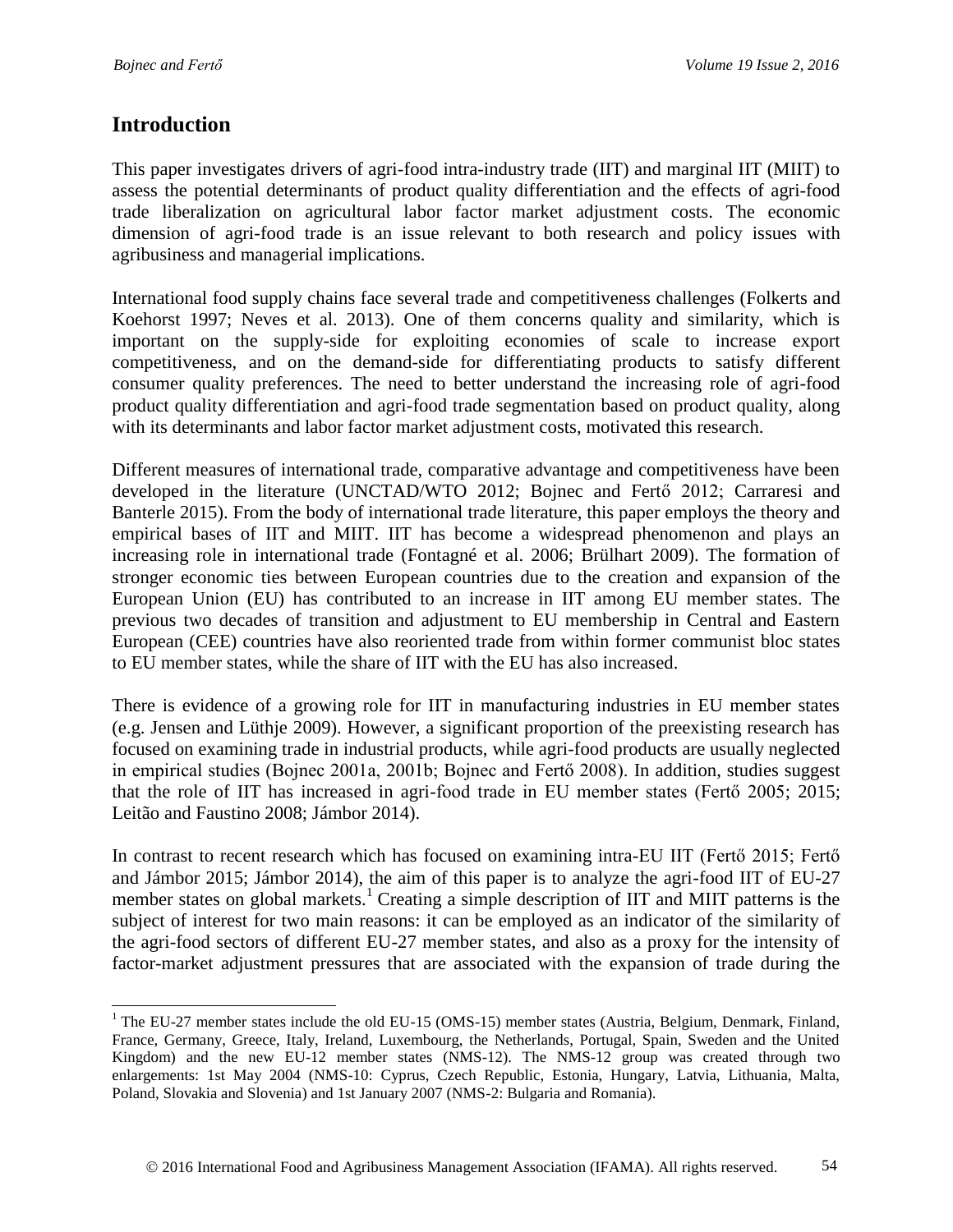## Introduction

This paper investigates drivers of agri-food intra-industry trade (IIT) and marginal IIT (MIIT) to assess the potential determinants of product quality differentiation and the effects of agri-food trade liberalization on agricultural labor factor market adjustment costs. The economic dimension of agri-food trade is an issue relevant to both research and policy issues with agribusiness and managerial implications.

International food supply chains face several trade and competitiveness challenges (Folkerts and Koehorst 1997; Neves et al. 2013). One of them concerns quality and similarity, which is important on the supply-side for exploiting economies of scale to increase export competitiveness, and on the demand-side for differentiating products to satisfy different consumer quality preferences. The need to better understand the increasing role of agri-food product quality differentiation and agri-food trade segmentation based on product quality, along with its determinants and labor factor market adjustment costs, motivated this research.

Different measures of international trade, comparative advantage and competitiveness have been developed in the literature (UNCTAD/WTO 2012; Bojnec and Fertő 2012; Carraresi and Banterle 2015). From the body of international trade literature, this paper employs the theory and empirical bases of IIT and MIIT. IIT has become a widespread phenomenon and plays an increasing role in international trade (Fontagné et al. 2006; Brülhart 2009). The formation of stronger economic ties between European countries due to the creation and expansion of the European Union (EU) has contributed to an increase in IIT among EU member states. The previous two decades of transition and adjustment to EU membership in Central and Eastern European (CEE) countries have also reoriented trade from within former communist bloc states to EU member states, while the share of IIT with the EU has also increased.

There is evidence of a growing role for IIT in manufacturing industries in EU member states (e.g. Jensen and Lüthje 2009). However, a significant proportion of the preexisting research has focused on examining trade in industrial products, while agri-food products are usually neglected in empirical studies (Bojnec 2001a, 2001b; Bojnec and Fertő 2008). In addition, studies suggest that the role of IIT has increased in agri-food trade in EU member states (Fertő 2005; 2015; Leitão and Faustino 2008; Jámbor 2014).

In contrast to recent research which has focused on examining intra-EU IIT (Fertő 2015; Fertő and Jámbor 2015; Jámbor 2014), the aim of this paper is to analyze the agri-food IIT of EU-27 member states on global markets.[1] Creating a simple description of IIT and MIIT patterns is the subject of interest for two main reasons: it can be employed as an indicator of the similarity of the agri-food sectors of different EU-27 member states, and also as a proxy for the intensity of factor-market adjustment pressures that are associated with the expansion of trade during the

[1] The EU-27 member states include the old EU-15 (OMS-15) member states (Austria, Belgium, Denmark, Finland, France, Germany, Greece, Italy, Ireland, Luxembourg, the Netherlands, Portugal, Spain, Sweden and the United Kingdom) and the new EU-12 member states (NMS-12). The NMS-12 group was created through two enlargements: 1st May 2004 (NMS-10: Cyprus, Czech Republic, Estonia, Hungary, Latvia, Lithuania, Malta, Poland, Slovakia and Slovenia) and 1st January 2007 (NMS-2: Bulgaria and Romania).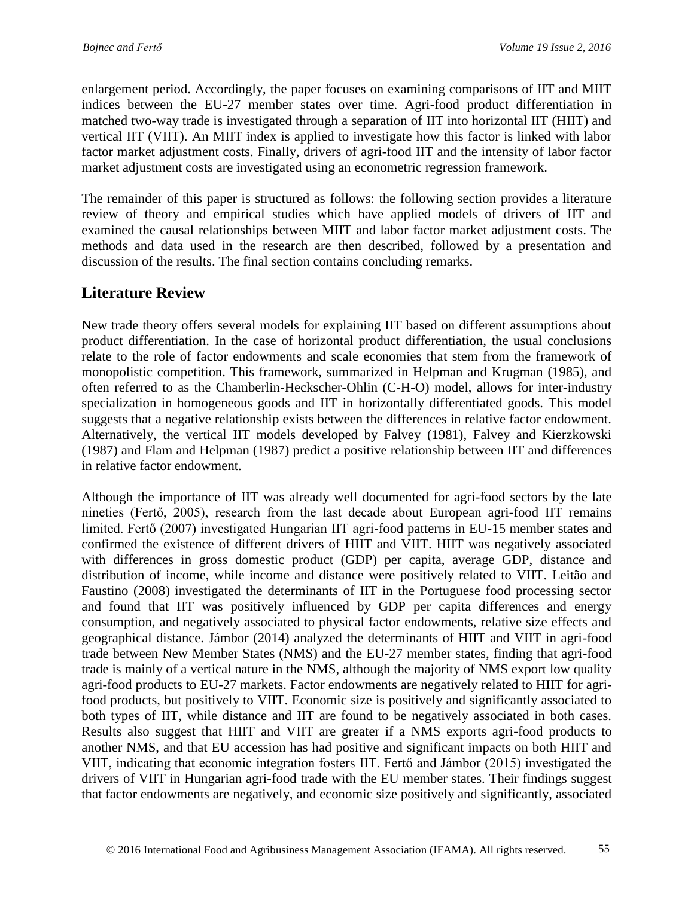enlargement period. Accordingly, the paper focuses on examining comparisons of IIT and MIIT indices between the EU-27 member states over time. Agri-food product differentiation in matched two-way trade is investigated through a separation of IIT into horizontal IIT (HIIT) and vertical IIT (VIIT). An MIIT index is applied to investigate how this factor is linked with labor factor market adjustment costs. Finally, drivers of agri-food IIT and the intensity of labor factor market adjustment costs are investigated using an econometric regression framework.

The remainder of this paper is structured as follows: the following section provides a literature review of theory and empirical studies which have applied models of drivers of IIT and examined the causal relationships between MIIT and labor factor market adjustment costs. The methods and data used in the research are then described, followed by a presentation and discussion of the results. The final section contains concluding remarks.

## Literature Review

New trade theory offers several models for explaining IIT based on different assumptions about product differentiation. In the case of horizontal product differentiation, the usual conclusions relate to the role of factor endowments and scale economies that stem from the framework of monopolistic competition. This framework, summarized in Helpman and Krugman (1985), and often referred to as the Chamberlin-Heckscher-Ohlin (C-H-O) model, allows for inter-industry specialization in homogeneous goods and IIT in horizontally differentiated goods. This model suggests that a negative relationship exists between the differences in relative factor endowment. Alternatively, the vertical IIT models developed by Falvey (1981), Falvey and Kierzkowski (1987) and Flam and Helpman (1987) predict a positive relationship between IIT and differences in relative factor endowment.

Although the importance of IIT was already well documented for agri-food sectors by the late nineties (Fertő, 2005), research from the last decade about European agri-food IIT remains limited. Fertő (2007) investigated Hungarian IIT agri-food patterns in EU-15 member states and confirmed the existence of different drivers of HIIT and VIIT. HIIT was negatively associated with differences in gross domestic product (GDP) per capita, average GDP, distance and distribution of income, while income and distance were positively related to VIIT. Leitão and Faustino (2008) investigated the determinants of IIT in the Portuguese food processing sector and found that IIT was positively influenced by GDP per capita differences and energy consumption, and negatively associated to physical factor endowments, relative size effects and geographical distance. Jámbor (2014) analyzed the determinants of HIIT and VIIT in agri-food trade between New Member States (NMS) and the EU-27 member states, finding that agri-food trade is mainly of a vertical nature in the NMS, although the majority of NMS export low quality agri-food products to EU-27 markets. Factor endowments are negatively related to HIIT for agri-food products, but positively to VIIT. Economic size is positively and significantly associated to both types of IIT, while distance and IIT are found to be negatively associated in both cases. Results also suggest that HIIT and VIIT are greater if a NMS exports agri-food products to another NMS, and that EU accession has had positive and significant impacts on both HIIT and VIIT, indicating that economic integration fosters IIT. Fertő and Jámbor (2015) investigated the drivers of VIIT in Hungarian agri-food trade with the EU member states. Their findings suggest that factor endowments are negatively, and economic size positively and significantly, associated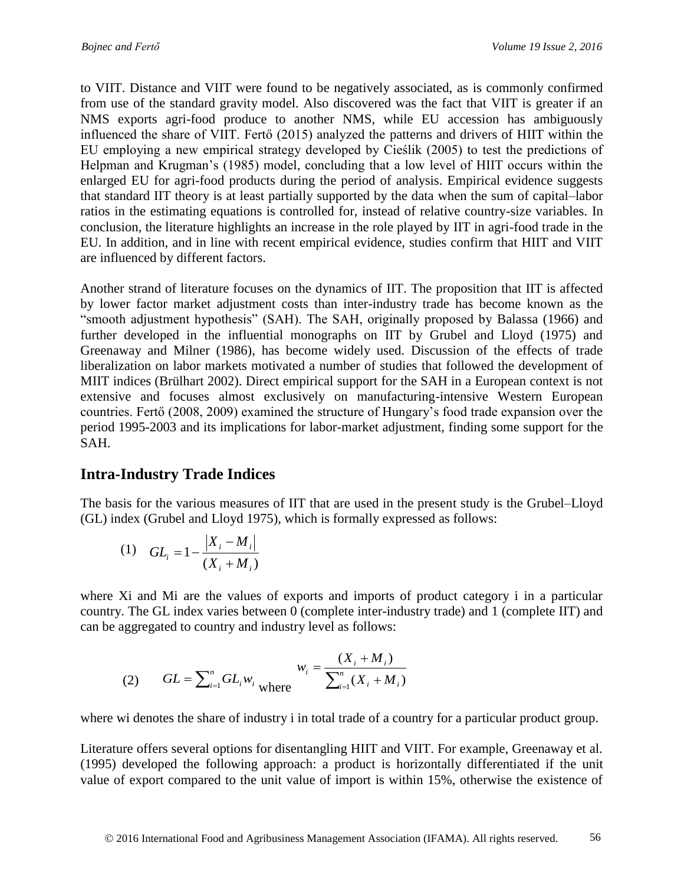to VIIT. Distance and VIIT were found to be negatively associated, as is commonly confirmed from use of the standard gravity model. Also discovered was the fact that VIIT is greater if an NMS exports agri-food produce to another NMS, while EU accession has ambiguously influenced the share of VIIT. Fertő (2015) analyzed the patterns and drivers of HIIT within the EU employing a new empirical strategy developed by Cieślik (2005) to test the predictions of Helpman and Krugman's (1985) model, concluding that a low level of HIIT occurs within the enlarged EU for agri-food products during the period of analysis. Empirical evidence suggests that standard IIT theory is at least partially supported by the data when the sum of capital–labor ratios in the estimating equations is controlled for, instead of relative country-size variables. In conclusion, the literature highlights an increase in the role played by IIT in agri-food trade in the EU. In addition, and in line with recent empirical evidence, studies confirm that HIIT and VIIT are influenced by different factors.

Another strand of literature focuses on the dynamics of IIT. The proposition that IIT is affected by lower factor market adjustment costs than inter-industry trade has become known as the "smooth adjustment hypothesis" (SAH). The SAH, originally proposed by Balassa (1966) and further developed in the influential monographs on IIT by Grubel and Lloyd (1975) and Greenaway and Milner (1986), has become widely used. Discussion of the effects of trade liberalization on labor markets motivated a number of studies that followed the development of MIIT indices (Brülhart 2002). Direct empirical support for the SAH in a European context is not extensive and focuses almost exclusively on manufacturing-intensive Western European countries. Fertő (2008, 2009) examined the structure of Hungary's food trade expansion over the period 1995-2003 and its implications for labor-market adjustment, finding some support for the SAH.

## Intra-Industry Trade Indices

The basis for the various measures of IIT that are used in the present study is the Grubel–Lloyd (GL) index (Grubel and Lloyd 1975), which is formally expressed as follows:

$$(1) \quad GL_i = 1 - \frac{|X_i - M_i|}{(X_i + M_i)}$$

where $X_i$ and $M_i$ are the values of exports and imports of product category i in a particular country. The GL index varies between 0 (complete inter-industry trade) and 1 (complete IIT) and can be aggregated to country and industry level as follows:

$$(2) \quad GL = \sum_{i=1}^{n} GL_i w_i \quad \text{where} \quad w_i = \frac{(X_i + M_i)}{\sum_{i=1}^{n}(X_i + M_i)}$$

where $w_i$ denotes the share of industry i in total trade of a country for a particular product group.

Literature offers several options for disentangling HIIT and VIIT. For example, Greenaway et al. (1995) developed the following approach: a product is horizontally differentiated if the unit value of export compared to the unit value of import is within 15%, otherwise the existence of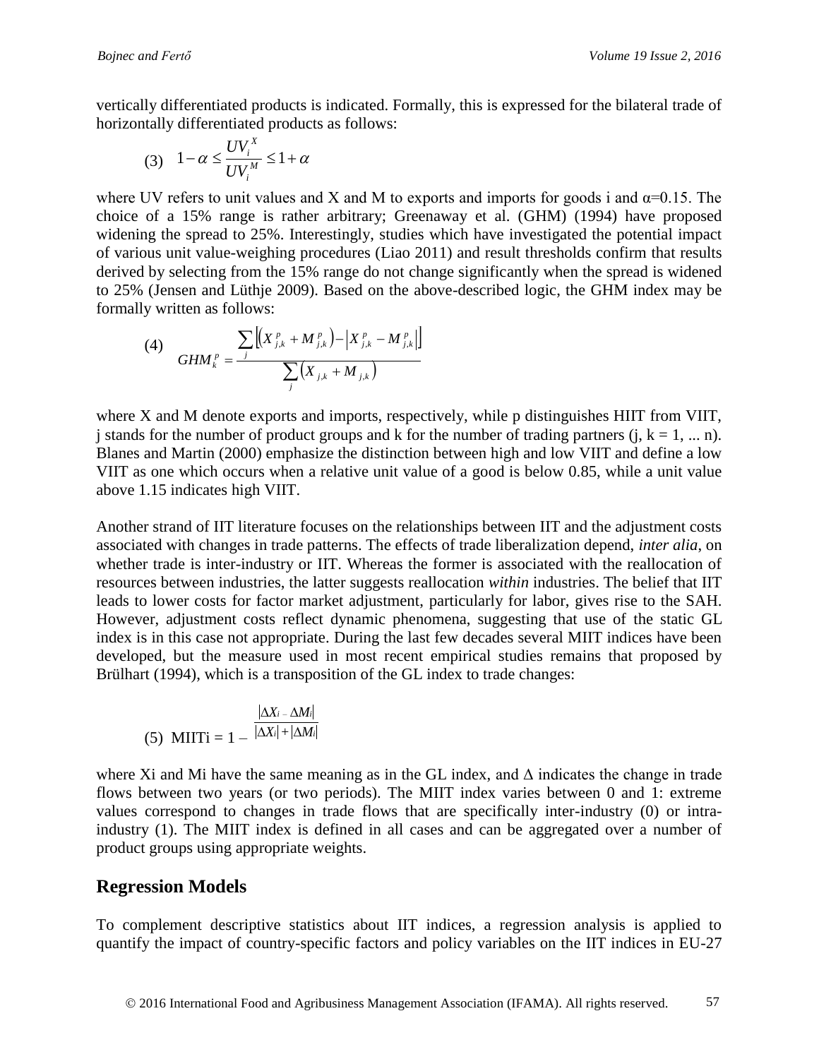vertically differentiated products is indicated. Formally, this is expressed for the bilateral trade of horizontally differentiated products as follows:

$$(3) \quad 1-\alpha \leq \frac{UV_i^X}{UV_i^M} \leq 1+\alpha$$

where UV refers to unit values and X and M to exports and imports for goods i and α=0.15. The choice of a 15% range is rather arbitrary; Greenaway et al. (GHM) (1994) have proposed widening the spread to 25%. Interestingly, studies which have investigated the potential impact of various unit value-weighing procedures (Liao 2011) and result thresholds confirm that results derived by selecting from the 15% range do not change significantly when the spread is widened to 25% (Jensen and Lüthje 2009). Based on the above-described logic, the GHM index may be formally written as follows:

$$(4) \quad GHM_k^p = \frac{\sum_j \left[ \left( X_{j,k}^p + M_{j,k}^p \right) - \left| X_{j,k}^p - M_{j,k}^p \right| \right]}{\sum_j \left( X_{j,k} + M_{j,k} \right)}$$

where X and M denote exports and imports, respectively, while p distinguishes HIIT from VIIT, j stands for the number of product groups and k for the number of trading partners (j, k = 1, ... n). Blanes and Martin (2000) emphasize the distinction between high and low VIIT and define a low VIIT as one which occurs when a relative unit value of a good is below 0.85, while a unit value above 1.15 indicates high VIIT.

Another strand of IIT literature focuses on the relationships between IIT and the adjustment costs associated with changes in trade patterns. The effects of trade liberalization depend, *inter alia*, on whether trade is inter-industry or IIT. Whereas the former is associated with the reallocation of resources between industries, the latter suggests reallocation *within* industries. The belief that IIT leads to lower costs for factor market adjustment, particularly for labor, gives rise to the SAH. However, adjustment costs reflect dynamic phenomena, suggesting that use of the static GL index is in this case not appropriate. During the last few decades several MIIT indices have been developed, but the measure used in most recent empirical studies remains that proposed by Brülhart (1994), which is a transposition of the GL index to trade changes:

$$(5) \quad MIITi = 1 - \frac{\left| \Delta X_i - \Delta M_i \right|}{\left| \Delta X_i \right| + \left| \Delta M_i \right|}$$

where Xi and Mi have the same meaning as in the GL index, and Δ indicates the change in trade flows between two years (or two periods). The MIIT index varies between 0 and 1: extreme values correspond to changes in trade flows that are specifically inter-industry (0) or intra-industry (1). The MIIT index is defined in all cases and can be aggregated over a number of product groups using appropriate weights.

## Regression Models

To complement descriptive statistics about IIT indices, a regression analysis is applied to quantify the impact of country-specific factors and policy variables on the IIT indices in EU-27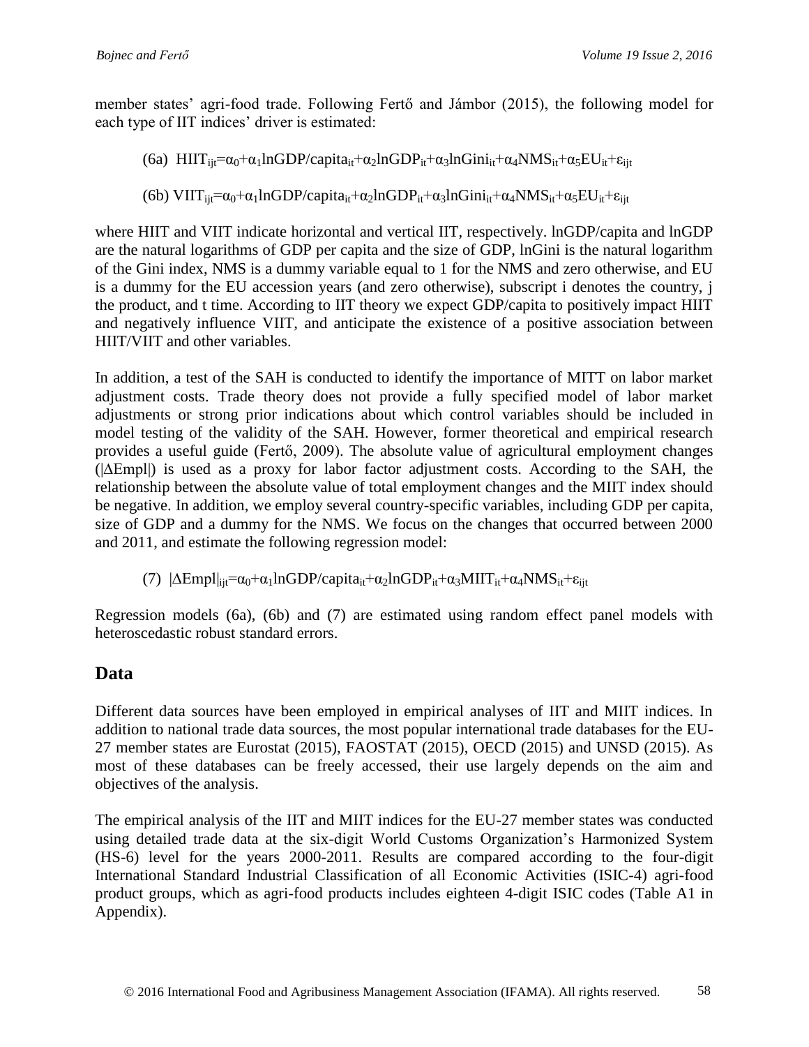member states' agri-food trade. Following Fertő and Jámbor (2015), the following model for each type of IIT indices' driver is estimated:

$$\text{(6a)}\quad HIIT_{ijt}=\alpha_0+\alpha_1 lnGDP/capita_{it}+\alpha_2 lnGDP_{it}+\alpha_3 lnGini_{it}+\alpha_4 NMS_{it}+\alpha_5 EU_{it}+\varepsilon_{ijt}$$

$$\text{(6b)}\quad VIIT_{ijt}=\alpha_0+\alpha_1 lnGDP/capita_{it}+\alpha_2 lnGDP_{it}+\alpha_3 lnGini_{it}+\alpha_4 NMS_{it}+\alpha_5 EU_{it}+\varepsilon_{ijt}$$

where HIIT and VIIT indicate horizontal and vertical IIT, respectively. lnGDP/capita and lnGDP are the natural logarithms of GDP per capita and the size of GDP, lnGini is the natural logarithm of the Gini index, NMS is a dummy variable equal to 1 for the NMS and zero otherwise, and EU is a dummy for the EU accession years (and zero otherwise), subscript i denotes the country, j the product, and t time. According to IIT theory we expect GDP/capita to positively impact HIIT and negatively influence VIIT, and anticipate the existence of a positive association between HIIT/VIIT and other variables.

In addition, a test of the SAH is conducted to identify the importance of MITT on labor market adjustment costs. Trade theory does not provide a fully specified model of labor market adjustments or strong prior indications about which control variables should be included in model testing of the validity of the SAH. However, former theoretical and empirical research provides a useful guide (Fertő, 2009). The absolute value of agricultural employment changes ($|\Delta Empl|$) is used as a proxy for labor factor adjustment costs. According to the SAH, the relationship between the absolute value of total employment changes and the MIIT index should be negative. In addition, we employ several country-specific variables, including GDP per capita, size of GDP and a dummy for the NMS. We focus on the changes that occurred between 2000 and 2011, and estimate the following regression model:

$$\text{(7)}\quad |\Delta Empl|_{ijt}=\alpha_0+\alpha_1 lnGDP/capita_{it}+\alpha_2 lnGDP_{it}+\alpha_3 MIIT_{it}+\alpha_4 NMS_{it}+\varepsilon_{ijt}$$

Regression models (6a), (6b) and (7) are estimated using random effect panel models with heteroscedastic robust standard errors.

## Data

Different data sources have been employed in empirical analyses of IIT and MIIT indices. In addition to national trade data sources, the most popular international trade databases for the EU-27 member states are Eurostat (2015), FAOSTAT (2015), OECD (2015) and UNSD (2015). As most of these databases can be freely accessed, their use largely depends on the aim and objectives of the analysis.

The empirical analysis of the IIT and MIIT indices for the EU-27 member states was conducted using detailed trade data at the six-digit World Customs Organization's Harmonized System (HS-6) level for the years 2000-2011. Results are compared according to the four-digit International Standard Industrial Classification of all Economic Activities (ISIC-4) agri-food product groups, which as agri-food products includes eighteen 4-digit ISIC codes (Table A1 in Appendix).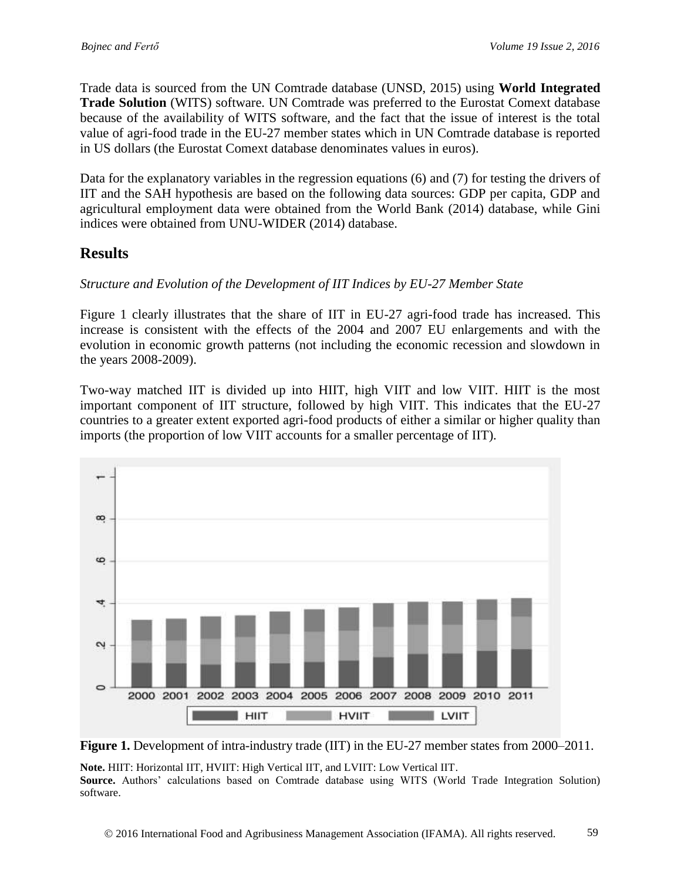Trade data is sourced from the UN Comtrade database (UNSD, 2015) using **World Integrated Trade Solution** (WITS) software. UN Comtrade was preferred to the Eurostat Comext database because of the availability of WITS software, and the fact that the issue of interest is the total value of agri-food trade in the EU-27 member states which in UN Comtrade database is reported in US dollars (the Eurostat Comext database denominates values in euros).

Data for the explanatory variables in the regression equations (6) and (7) for testing the drivers of IIT and the SAH hypothesis are based on the following data sources: GDP per capita, GDP and agricultural employment data were obtained from the World Bank (2014) database, while Gini indices were obtained from UNU-WIDER (2014) database.

## Results

*Structure and Evolution of the Development of IIT Indices by EU-27 Member State*

Figure 1 clearly illustrates that the share of IIT in EU-27 agri-food trade has increased. This increase is consistent with the effects of the 2004 and 2007 EU enlargements and with the evolution in economic growth patterns (not including the economic recession and slowdown in the years 2008-2009).

Two-way matched IIT is divided up into HIIT, high VIIT and low VIIT. HIIT is the most important component of IIT structure, followed by high VIIT. This indicates that the EU-27 countries to a greater extent exported agri-food products of either a similar or higher quality than imports (the proportion of low VIIT accounts for a smaller percentage of IIT).

**Figure 1.** Development of intra-industry trade (IIT) in the EU-27 member states from 2000–2011.

**Note.** HIIT: Horizontal IIT, HVIIT: High Vertical IIT, and LVIIT: Low Vertical IIT.
**Source.** Authors' calculations based on Comtrade database using WITS (World Trade Integration Solution) software.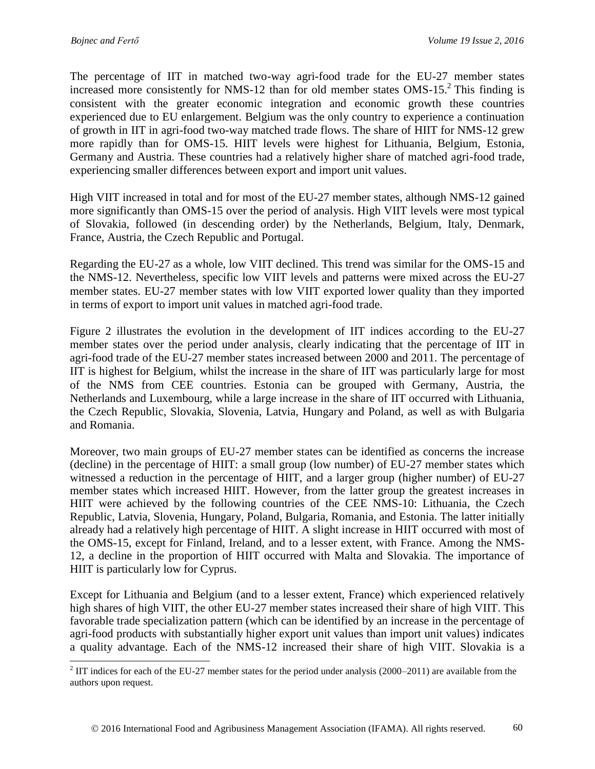The percentage of IIT in matched two-way agri-food trade for the EU-27 member states increased more consistently for NMS-12 than for old member states OMS-15.[2] This finding is consistent with the greater economic integration and economic growth these countries experienced due to EU enlargement. Belgium was the only country to experience a continuation of growth in IIT in agri-food two-way matched trade flows. The share of HIIT for NMS-12 grew more rapidly than for OMS-15. HIIT levels were highest for Lithuania, Belgium, Estonia, Germany and Austria. These countries had a relatively higher share of matched agri-food trade, experiencing smaller differences between export and import unit values.

High VIIT increased in total and for most of the EU-27 member states, although NMS-12 gained more significantly than OMS-15 over the period of analysis. High VIIT levels were most typical of Slovakia, followed (in descending order) by the Netherlands, Belgium, Italy, Denmark, France, Austria, the Czech Republic and Portugal.

Regarding the EU-27 as a whole, low VIIT declined. This trend was similar for the OMS-15 and the NMS-12. Nevertheless, specific low VIIT levels and patterns were mixed across the EU-27 member states. EU-27 member states with low VIIT exported lower quality than they imported in terms of export to import unit values in matched agri-food trade.

Figure 2 illustrates the evolution in the development of IIT indices according to the EU-27 member states over the period under analysis, clearly indicating that the percentage of IIT in agri-food trade of the EU-27 member states increased between 2000 and 2011. The percentage of IIT is highest for Belgium, whilst the increase in the share of IIT was particularly large for most of the NMS from CEE countries. Estonia can be grouped with Germany, Austria, the Netherlands and Luxembourg, while a large increase in the share of IIT occurred with Lithuania, the Czech Republic, Slovakia, Slovenia, Latvia, Hungary and Poland, as well as with Bulgaria and Romania.

Moreover, two main groups of EU-27 member states can be identified as concerns the increase (decline) in the percentage of HIIT: a small group (low number) of EU-27 member states which witnessed a reduction in the percentage of HIIT, and a larger group (higher number) of EU-27 member states which increased HIIT. However, from the latter group the greatest increases in HIIT were achieved by the following countries of the CEE NMS-10: Lithuania, the Czech Republic, Latvia, Slovenia, Hungary, Poland, Bulgaria, Romania, and Estonia. The latter initially already had a relatively high percentage of HIIT. A slight increase in HIIT occurred with most of the OMS-15, except for Finland, Ireland, and to a lesser extent, with France. Among the NMS-12, a decline in the proportion of HIIT occurred with Malta and Slovakia. The importance of HIIT is particularly low for Cyprus.

Except for Lithuania and Belgium (and to a lesser extent, France) which experienced relatively high shares of high VIIT, the other EU-27 member states increased their share of high VIIT. This favorable trade specialization pattern (which can be identified by an increase in the percentage of agri-food products with substantially higher export unit values than import unit values) indicates a quality advantage. Each of the NMS-12 increased their share of high VIIT. Slovakia is a

[2] IIT indices for each of the EU-27 member states for the period under analysis (2000–2011) are available from the authors upon request.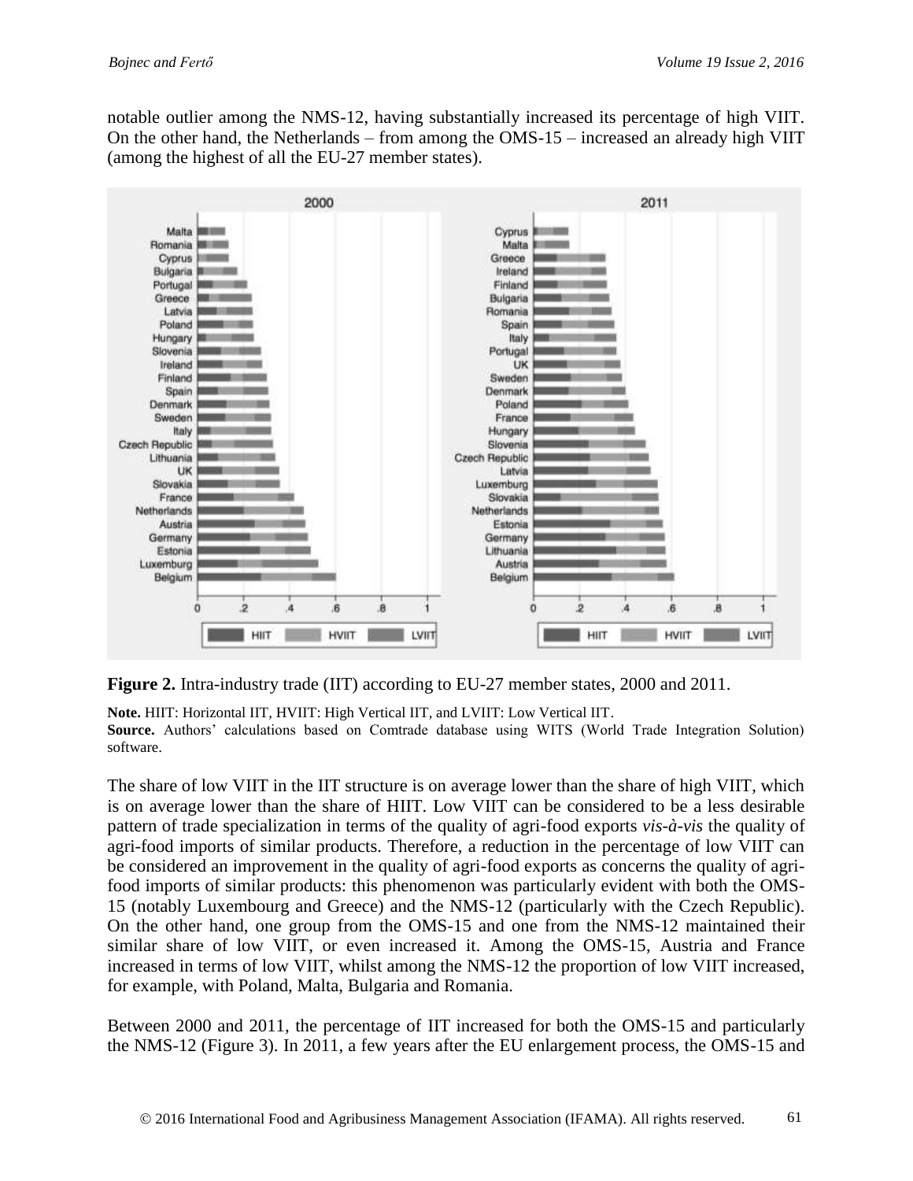notable outlier among the NMS-12, having substantially increased its percentage of high VIIT. On the other hand, the Netherlands – from among the OMS-15 – increased an already high VIIT (among the highest of all the EU-27 member states).

**Figure 2.** Intra-industry trade (IIT) according to EU-27 member states, 2000 and 2011.

**Note.** HIIT: Horizontal IIT, HVIIT: High Vertical IIT, and LVIIT: Low Vertical IIT.
**Source.** Authors' calculations based on Comtrade database using WITS (World Trade Integration Solution) software.

The share of low VIIT in the IIT structure is on average lower than the share of high VIIT, which is on average lower than the share of HIIT. Low VIIT can be considered to be a less desirable pattern of trade specialization in terms of the quality of agri-food exports *vis-à-vis* the quality of agri-food imports of similar products. Therefore, a reduction in the percentage of low VIIT can be considered an improvement in the quality of agri-food exports as concerns the quality of agri-food imports of similar products: this phenomenon was particularly evident with both the OMS-15 (notably Luxembourg and Greece) and the NMS-12 (particularly with the Czech Republic). On the other hand, one group from the OMS-15 and one from the NMS-12 maintained their similar share of low VIIT, or even increased it. Among the OMS-15, Austria and France increased in terms of low VIIT, whilst among the NMS-12 the proportion of low VIIT increased, for example, with Poland, Malta, Bulgaria and Romania.

Between 2000 and 2011, the percentage of IIT increased for both the OMS-15 and particularly the NMS-12 (Figure 3). In 2011, a few years after the EU enlargement process, the OMS-15 and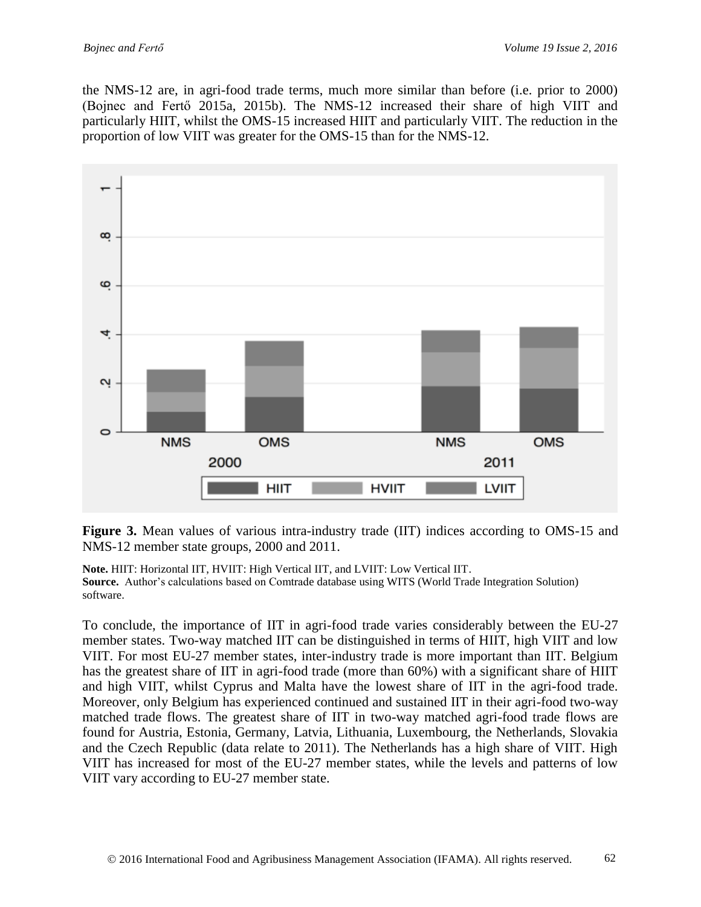the NMS-12 are, in agri-food trade terms, much more similar than before (i.e. prior to 2000) (Bojnec and Fertő 2015a, 2015b). The NMS-12 increased their share of high VIIT and particularly HIIT, whilst the OMS-15 increased HIIT and particularly VIIT. The reduction in the proportion of low VIIT was greater for the OMS-15 than for the NMS-12.

**Figure 3.** Mean values of various intra-industry trade (IIT) indices according to OMS-15 and NMS-12 member state groups, 2000 and 2011.

**Note.** HIIT: Horizontal IIT, HVIIT: High Vertical IIT, and LVIIT: Low Vertical IIT.
**Source.** Author's calculations based on Comtrade database using WITS (World Trade Integration Solution) software.

To conclude, the importance of IIT in agri-food trade varies considerably between the EU-27 member states. Two-way matched IIT can be distinguished in terms of HIIT, high VIIT and low VIIT. For most EU-27 member states, inter-industry trade is more important than IIT. Belgium has the greatest share of IIT in agri-food trade (more than 60%) with a significant share of HIIT and high VIIT, whilst Cyprus and Malta have the lowest share of IIT in the agri-food trade. Moreover, only Belgium has experienced continued and sustained IIT in their agri-food two-way matched trade flows. The greatest share of IIT in two-way matched agri-food trade flows are found for Austria, Estonia, Germany, Latvia, Lithuania, Luxembourg, the Netherlands, Slovakia and the Czech Republic (data relate to 2011). The Netherlands has a high share of VIIT. High VIIT has increased for most of the EU-27 member states, while the levels and patterns of low VIIT vary according to EU-27 member state.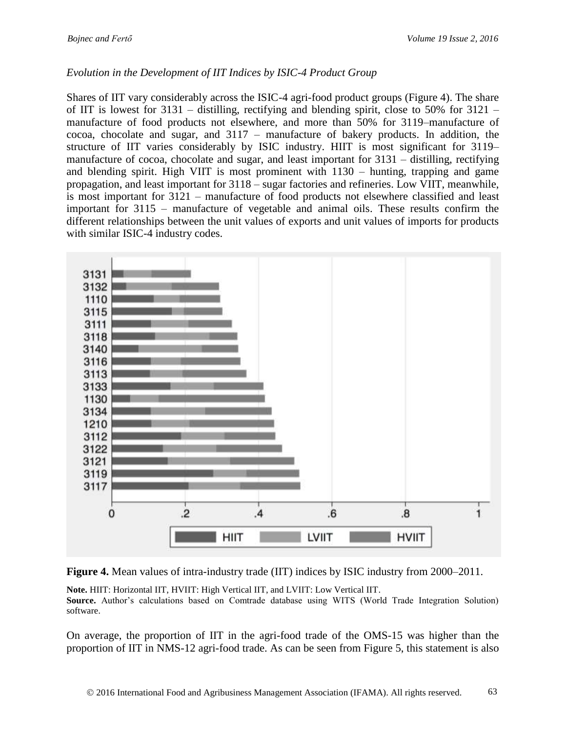*Evolution in the Development of IIT Indices by ISIC-4 Product Group*

Shares of IIT vary considerably across the ISIC-4 agri-food product groups (Figure 4). The share of IIT is lowest for 3131 – distilling, rectifying and blending spirit, close to 50% for 3121 – manufacture of food products not elsewhere, and more than 50% for 3119–manufacture of cocoa, chocolate and sugar, and 3117 – manufacture of bakery products. In addition, the structure of IIT varies considerably by ISIC industry. HIIT is most significant for 3119– manufacture of cocoa, chocolate and sugar, and least important for 3131 – distilling, rectifying and blending spirit. High VIIT is most prominent with 1130 – hunting, trapping and game propagation, and least important for 3118 – sugar factories and refineries. Low VIIT, meanwhile, is most important for 3121 – manufacture of food products not elsewhere classified and least important for 3115 – manufacture of vegetable and animal oils. These results confirm the different relationships between the unit values of exports and unit values of imports for products with similar ISIC-4 industry codes.

**Figure 4.** Mean values of intra-industry trade (IIT) indices by ISIC industry from 2000–2011.

**Note.** HIIT: Horizontal IIT, HVIIT: High Vertical IIT, and LVIIT: Low Vertical IIT.
**Source.** Author's calculations based on Comtrade database using WITS (World Trade Integration Solution) software.

On average, the proportion of IIT in the agri-food trade of the OMS-15 was higher than the proportion of IIT in NMS-12 agri-food trade. As can be seen from Figure 5, this statement is also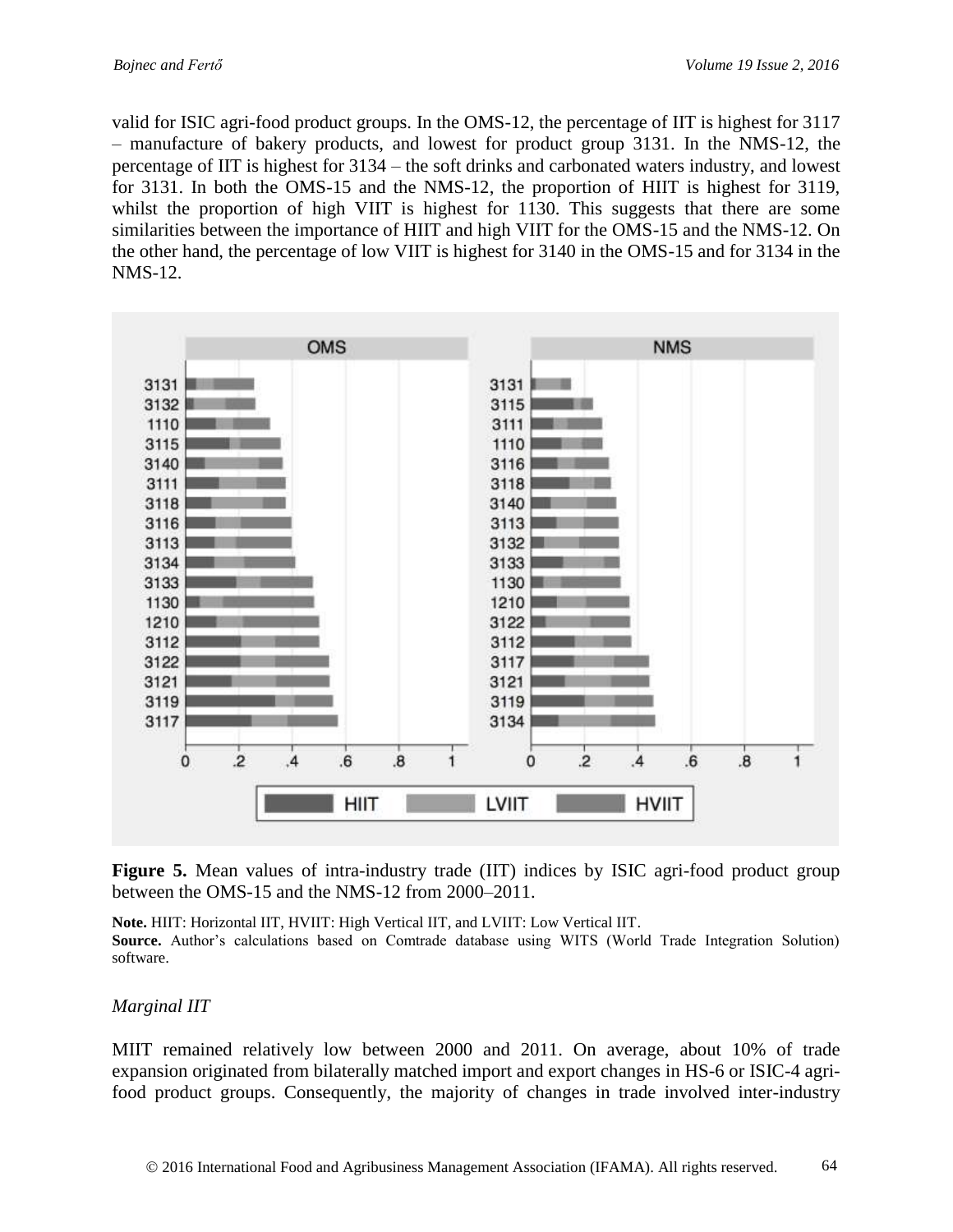valid for ISIC agri-food product groups. In the OMS-12, the percentage of IIT is highest for 3117 – manufacture of bakery products, and lowest for product group 3131. In the NMS-12, the percentage of IIT is highest for 3134 – the soft drinks and carbonated waters industry, and lowest for 3131. In both the OMS-15 and the NMS-12, the proportion of HIIT is highest for 3119, whilst the proportion of high VIIT is highest for 1130. This suggests that there are some similarities between the importance of HIIT and high VIIT for the OMS-15 and the NMS-12. On the other hand, the percentage of low VIIT is highest for 3140 in the OMS-15 and for 3134 in the NMS-12.

**Figure 5.** Mean values of intra-industry trade (IIT) indices by ISIC agri-food product group between the OMS-15 and the NMS-12 from 2000–2011.

**Note.** HIIT: Horizontal IIT, HVIIT: High Vertical IIT, and LVIIT: Low Vertical IIT.
**Source.** Author's calculations based on Comtrade database using WITS (World Trade Integration Solution) software.

*Marginal IIT*

MIIT remained relatively low between 2000 and 2011. On average, about 10% of trade expansion originated from bilaterally matched import and export changes in HS-6 or ISIC-4 agri-food product groups. Consequently, the majority of changes in trade involved inter-industry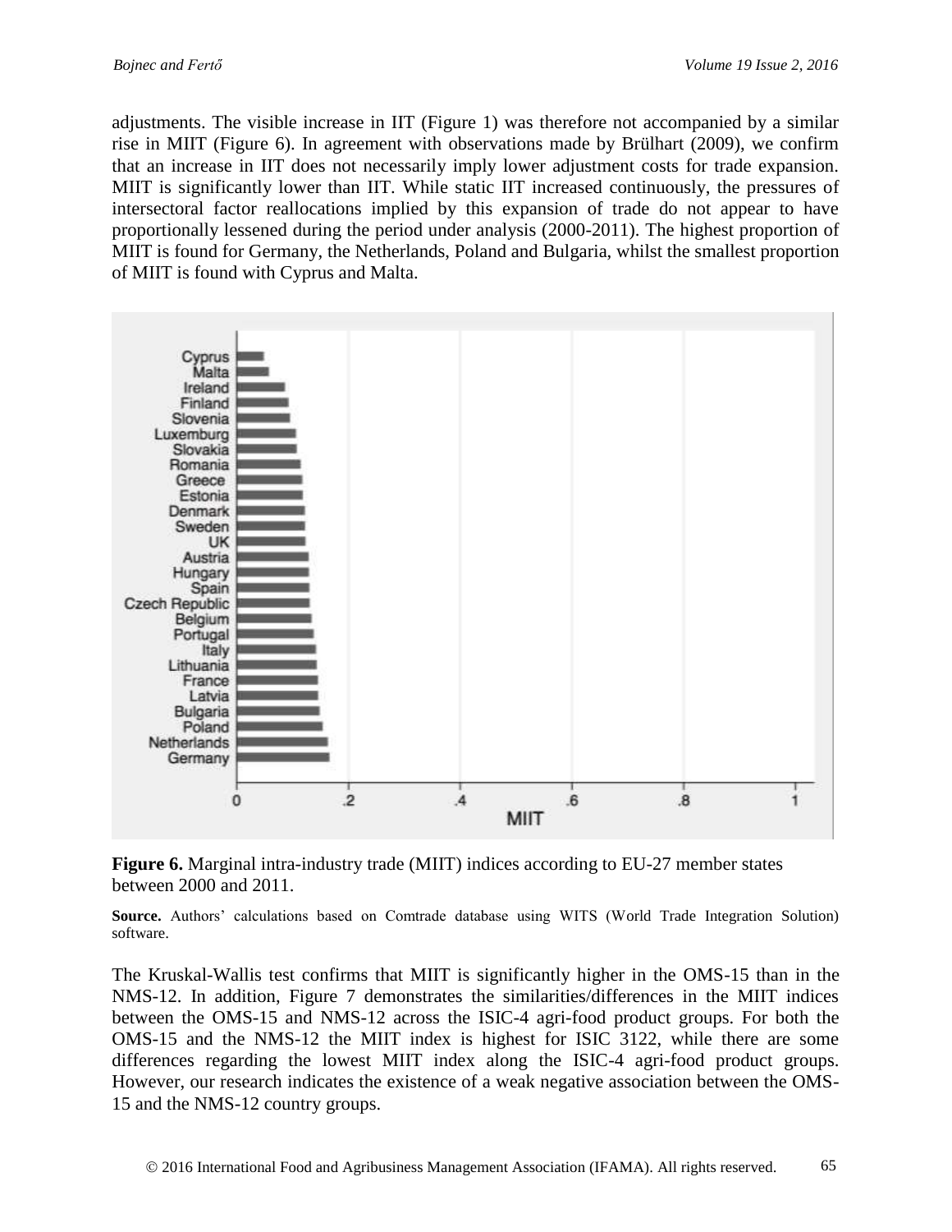adjustments. The visible increase in IIT (Figure 1) was therefore not accompanied by a similar rise in MIIT (Figure 6). In agreement with observations made by Brülhart (2009), we confirm that an increase in IIT does not necessarily imply lower adjustment costs for trade expansion. MIIT is significantly lower than IIT. While static IIT increased continuously, the pressures of intersectoral factor reallocations implied by this expansion of trade do not appear to have proportionally lessened during the period under analysis (2000-2011). The highest proportion of MIIT is found for Germany, the Netherlands, Poland and Bulgaria, whilst the smallest proportion of MIIT is found with Cyprus and Malta.

**Figure 6.** Marginal intra-industry trade (MIIT) indices according to EU-27 member states between 2000 and 2011.

**Source.** Authors' calculations based on Comtrade database using WITS (World Trade Integration Solution) software.

The Kruskal-Wallis test confirms that MIIT is significantly higher in the OMS-15 than in the NMS-12. In addition, Figure 7 demonstrates the similarities/differences in the MIIT indices between the OMS-15 and NMS-12 across the ISIC-4 agri-food product groups. For both the OMS-15 and the NMS-12 the MIIT index is highest for ISIC 3122, while there are some differences regarding the lowest MIIT index along the ISIC-4 agri-food product groups. However, our research indicates the existence of a weak negative association between the OMS-15 and the NMS-12 country groups.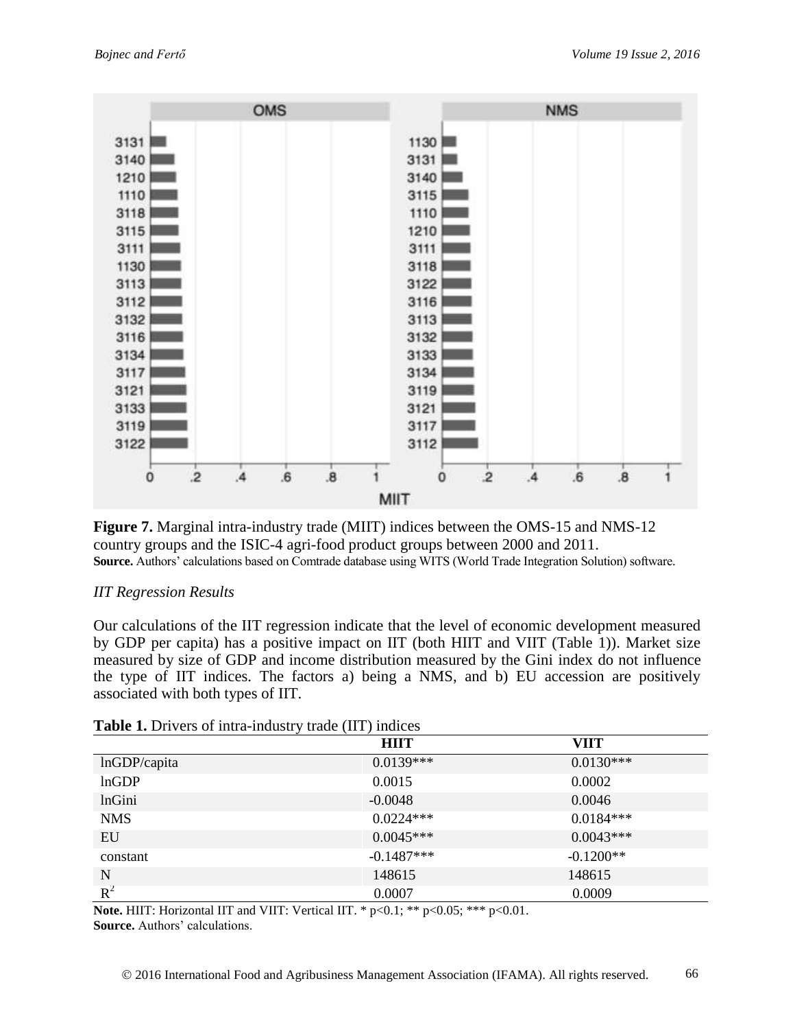**Figure 7.** Marginal intra-industry trade (MIIT) indices between the OMS-15 and NMS-12 country groups and the ISIC-4 agri-food product groups between 2000 and 2011.
**Source.** Authors' calculations based on Comtrade database using WITS (World Trade Integration Solution) software.

*IIT Regression Results*

Our calculations of the IIT regression indicate that the level of economic development measured by GDP per capita) has a positive impact on IIT (both HIIT and VIIT (Table 1)). Market size measured by size of GDP and income distribution measured by the Gini index do not influence the type of IIT indices. The factors a) being a NMS, and b) EU accession are positively associated with both types of IIT.

**Table 1.** Drivers of intra-industry trade (IIT) indices

| | HIIT | VIIT |
|---|---|---|
| lnGDP/capita | 0.0139*** | 0.0130*** |
| lnGDP | 0.0015 | 0.0002 |
| lnGini | -0.0048 | 0.0046 |
| NMS | 0.0224*** | 0.0184*** |
| EU | 0.0045*** | 0.0043*** |
| constant | -0.1487*** | -0.1200** |
| N | 148615 | 148615 |
| $R^2$ | 0.0007 | 0.0009 |

**Note.** HIIT: Horizontal IIT and VIIT: Vertical IIT. * $p<0.1$; ** $p<0.05$; *** $p<0.01$.
**Source.** Authors' calculations.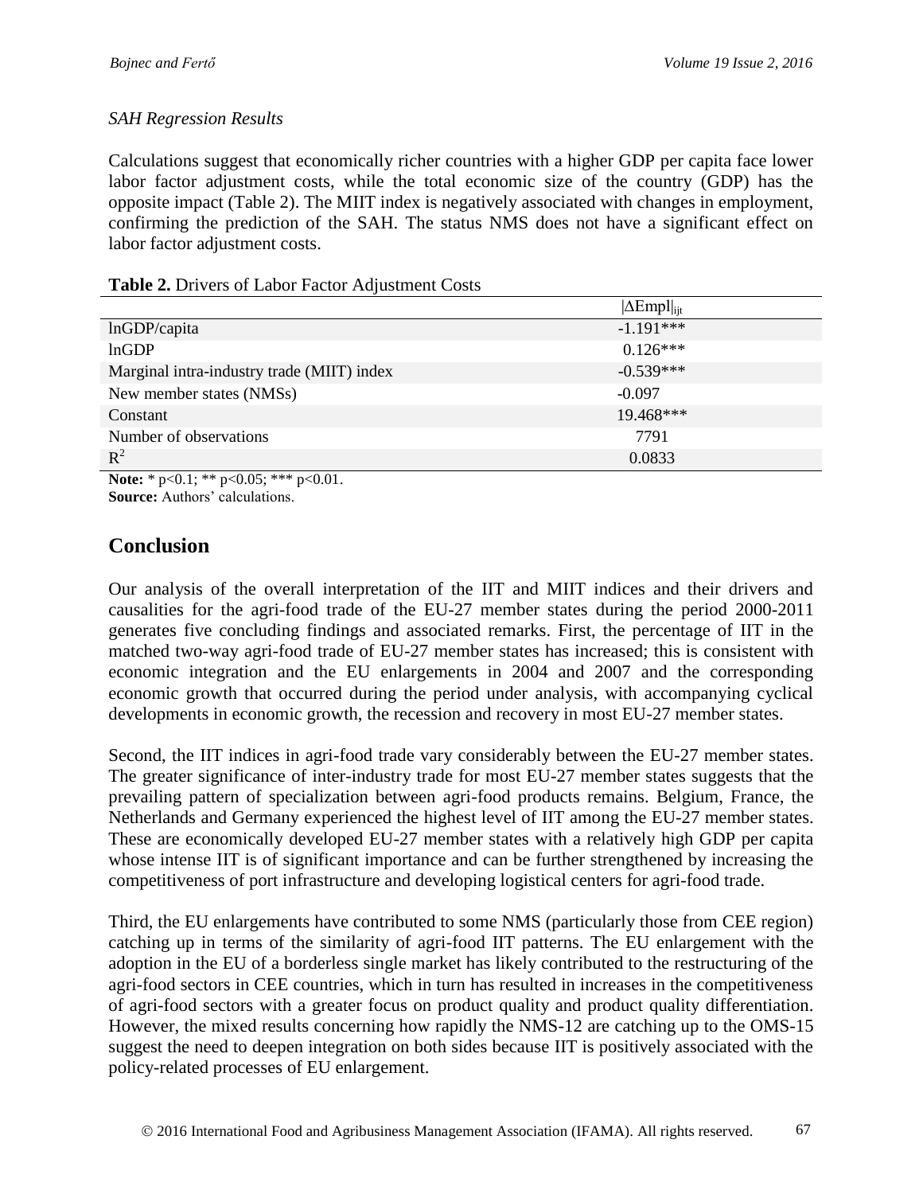*SAH Regression Results*

Calculations suggest that economically richer countries with a higher GDP per capita face lower labor factor adjustment costs, while the total economic size of the country (GDP) has the opposite impact (Table 2). The MIIT index is negatively associated with changes in employment, confirming the prediction of the SAH. The status NMS does not have a significant effect on labor factor adjustment costs.

**Table 2.** Drivers of Labor Factor Adjustment Costs

| | $\|\Delta \text{Empl}\|_{ijt}$ |
|---|---|
| lnGDP/capita | -1.191*** |
| lnGDP | 0.126*** |
| Marginal intra-industry trade (MIIT) index | -0.539*** |
| New member states (NMSs) | -0.097 |
| Constant | 19.468*** |
| Number of observations | 7791 |
| $R^2$ | 0.0833 |

**Note:** * p<0.1; ** p<0.05; *** p<0.01.
**Source:** Authors' calculations.

## Conclusion

Our analysis of the overall interpretation of the IIT and MIIT indices and their drivers and causalities for the agri-food trade of the EU-27 member states during the period 2000-2011 generates five concluding findings and associated remarks. First, the percentage of IIT in the matched two-way agri-food trade of EU-27 member states has increased; this is consistent with economic integration and the EU enlargements in 2004 and 2007 and the corresponding economic growth that occurred during the period under analysis, with accompanying cyclical developments in economic growth, the recession and recovery in most EU-27 member states.

Second, the IIT indices in agri-food trade vary considerably between the EU-27 member states. The greater significance of inter-industry trade for most EU-27 member states suggests that the prevailing pattern of specialization between agri-food products remains. Belgium, France, the Netherlands and Germany experienced the highest level of IIT among the EU-27 member states. These are economically developed EU-27 member states with a relatively high GDP per capita whose intense IIT is of significant importance and can be further strengthened by increasing the competitiveness of port infrastructure and developing logistical centers for agri-food trade.

Third, the EU enlargements have contributed to some NMS (particularly those from CEE region) catching up in terms of the similarity of agri-food IIT patterns. The EU enlargement with the adoption in the EU of a borderless single market has likely contributed to the restructuring of the agri-food sectors in CEE countries, which in turn has resulted in increases in the competitiveness of agri-food sectors with a greater focus on product quality and product quality differentiation. However, the mixed results concerning how rapidly the NMS-12 are catching up to the OMS-15 suggest the need to deepen integration on both sides because IIT is positively associated with the policy-related processes of EU enlargement.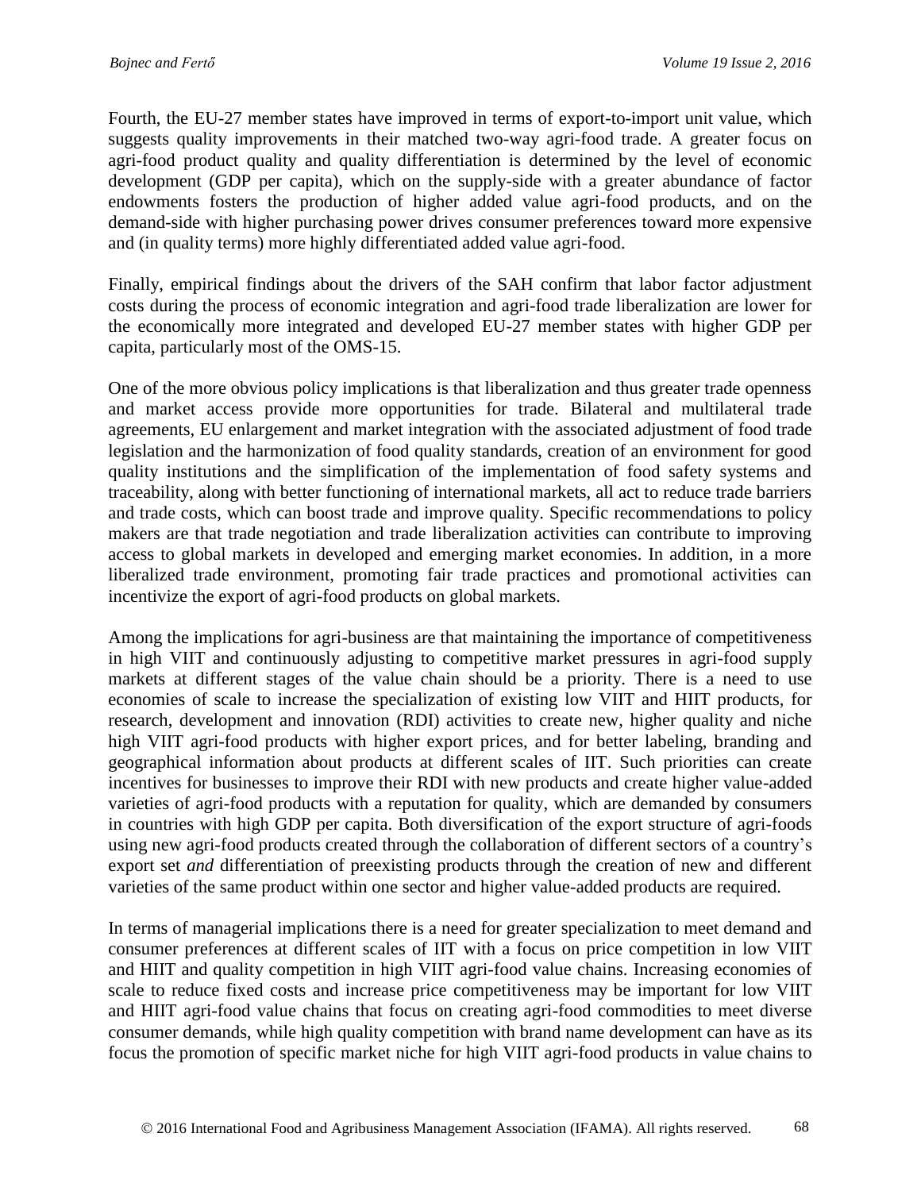Fourth, the EU-27 member states have improved in terms of export-to-import unit value, which suggests quality improvements in their matched two-way agri-food trade. A greater focus on agri-food product quality and quality differentiation is determined by the level of economic development (GDP per capita), which on the supply-side with a greater abundance of factor endowments fosters the production of higher added value agri-food products, and on the demand-side with higher purchasing power drives consumer preferences toward more expensive and (in quality terms) more highly differentiated added value agri-food.

Finally, empirical findings about the drivers of the SAH confirm that labor factor adjustment costs during the process of economic integration and agri-food trade liberalization are lower for the economically more integrated and developed EU-27 member states with higher GDP per capita, particularly most of the OMS-15.

One of the more obvious policy implications is that liberalization and thus greater trade openness and market access provide more opportunities for trade. Bilateral and multilateral trade agreements, EU enlargement and market integration with the associated adjustment of food trade legislation and the harmonization of food quality standards, creation of an environment for good quality institutions and the simplification of the implementation of food safety systems and traceability, along with better functioning of international markets, all act to reduce trade barriers and trade costs, which can boost trade and improve quality. Specific recommendations to policy makers are that trade negotiation and trade liberalization activities can contribute to improving access to global markets in developed and emerging market economies. In addition, in a more liberalized trade environment, promoting fair trade practices and promotional activities can incentivize the export of agri-food products on global markets.

Among the implications for agri-business are that maintaining the importance of competitiveness in high VIIT and continuously adjusting to competitive market pressures in agri-food supply markets at different stages of the value chain should be a priority. There is a need to use economies of scale to increase the specialization of existing low VIIT and HIIT products, for research, development and innovation (RDI) activities to create new, higher quality and niche high VIIT agri-food products with higher export prices, and for better labeling, branding and geographical information about products at different scales of IIT. Such priorities can create incentives for businesses to improve their RDI with new products and create higher value-added varieties of agri-food products with a reputation for quality, which are demanded by consumers in countries with high GDP per capita. Both diversification of the export structure of agri-foods using new agri-food products created through the collaboration of different sectors of a country's export set *and* differentiation of preexisting products through the creation of new and different varieties of the same product within one sector and higher value-added products are required.

In terms of managerial implications there is a need for greater specialization to meet demand and consumer preferences at different scales of IIT with a focus on price competition in low VIIT and HIIT and quality competition in high VIIT agri-food value chains. Increasing economies of scale to reduce fixed costs and increase price competitiveness may be important for low VIIT and HIIT agri-food value chains that focus on creating agri-food commodities to meet diverse consumer demands, while high quality competition with brand name development can have as its focus the promotion of specific market niche for high VIIT agri-food products in value chains to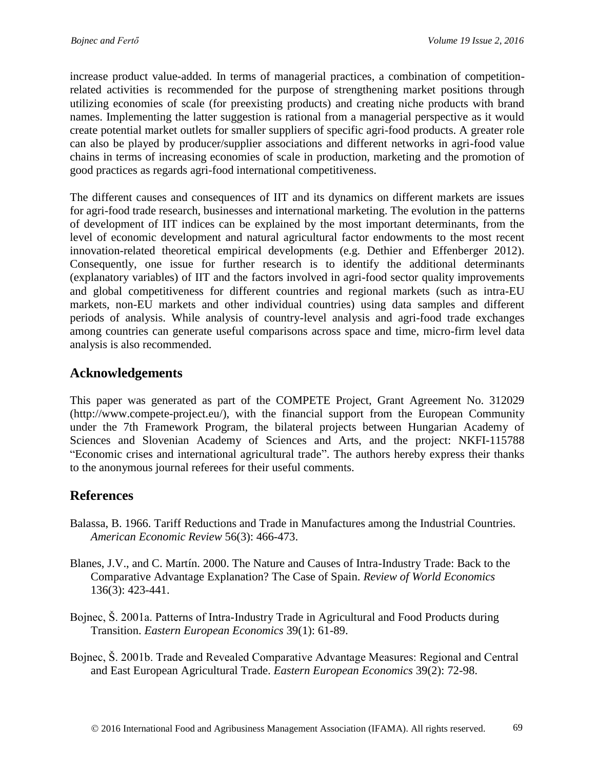increase product value-added. In terms of managerial practices, a combination of competition-related activities is recommended for the purpose of strengthening market positions through utilizing economies of scale (for preexisting products) and creating niche products with brand names. Implementing the latter suggestion is rational from a managerial perspective as it would create potential market outlets for smaller suppliers of specific agri-food products. A greater role can also be played by producer/supplier associations and different networks in agri-food value chains in terms of increasing economies of scale in production, marketing and the promotion of good practices as regards agri-food international competitiveness.

The different causes and consequences of IIT and its dynamics on different markets are issues for agri-food trade research, businesses and international marketing. The evolution in the patterns of development of IIT indices can be explained by the most important determinants, from the level of economic development and natural agricultural factor endowments to the most recent innovation-related theoretical empirical developments (e.g. Dethier and Effenberger 2012). Consequently, one issue for further research is to identify the additional determinants (explanatory variables) of IIT and the factors involved in agri-food sector quality improvements and global competitiveness for different countries and regional markets (such as intra-EU markets, non-EU markets and other individual countries) using data samples and different periods of analysis. While analysis of country-level analysis and agri-food trade exchanges among countries can generate useful comparisons across space and time, micro-firm level data analysis is also recommended.

## Acknowledgements

This paper was generated as part of the COMPETE Project, Grant Agreement No. 312029 (http://www.compete-project.eu/), with the financial support from the European Community under the 7th Framework Program, the bilateral projects between Hungarian Academy of Sciences and Slovenian Academy of Sciences and Arts, and the project: NKFI-115788 "Economic crises and international agricultural trade". The authors hereby express their thanks to the anonymous journal referees for their useful comments.

## References

Balassa, B. 1966. Tariff Reductions and Trade in Manufactures among the Industrial Countries. *American Economic Review* 56(3): 466-473.

Blanes, J.V., and C. Martín. 2000. The Nature and Causes of Intra-Industry Trade: Back to the Comparative Advantage Explanation? The Case of Spain. *Review of World Economics* 136(3): 423-441.

Bojnec, Š. 2001a. Patterns of Intra-Industry Trade in Agricultural and Food Products during Transition. *Eastern European Economics* 39(1): 61-89.

Bojnec, Š. 2001b. Trade and Revealed Comparative Advantage Measures: Regional and Central and East European Agricultural Trade. *Eastern European Economics* 39(2): 72-98.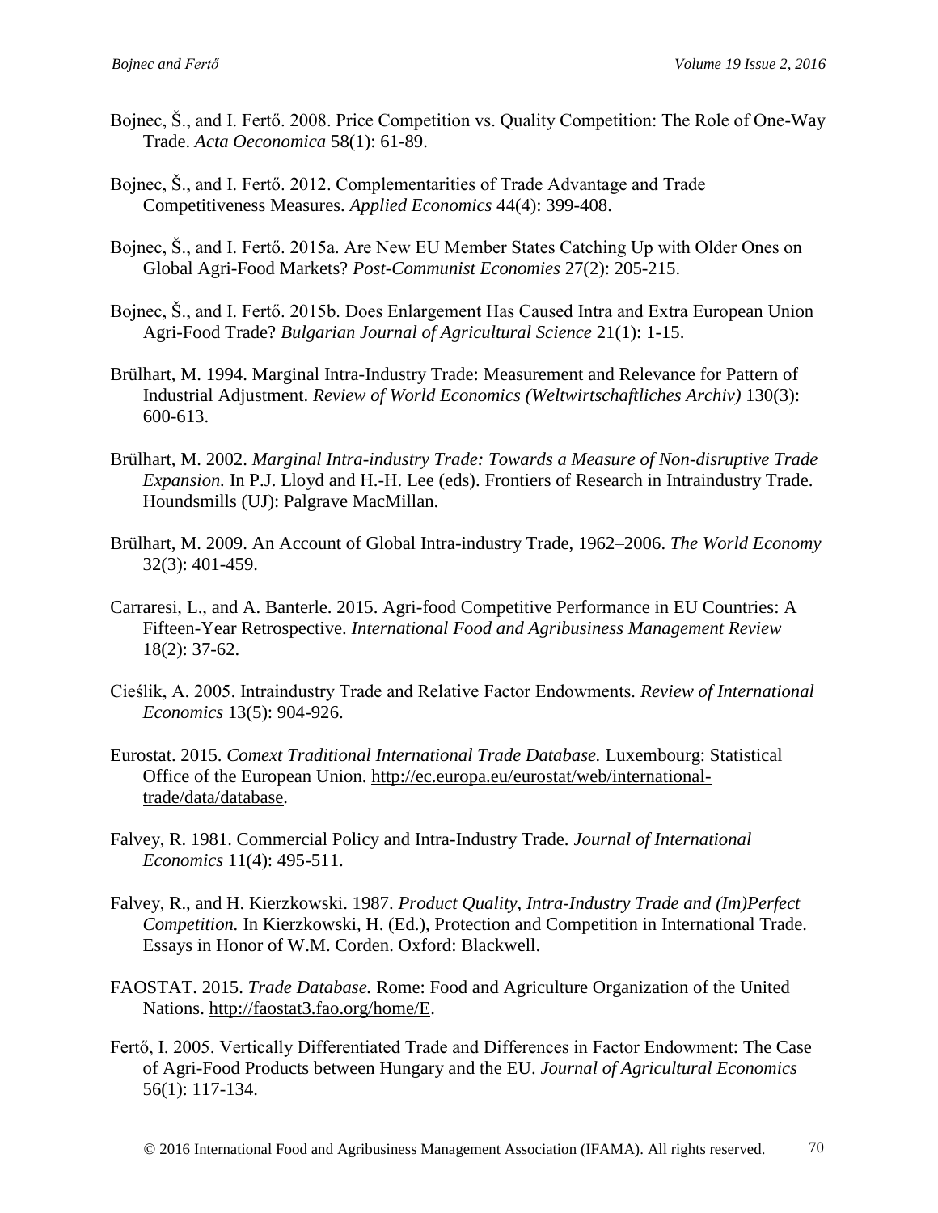Bojnec, Š., and I. Fertő. 2008. Price Competition vs. Quality Competition: The Role of One-Way Trade. *Acta Oeconomica* 58(1): 61-89.

Bojnec, Š., and I. Fertő. 2012. Complementarities of Trade Advantage and Trade Competitiveness Measures. *Applied Economics* 44(4): 399-408.

Bojnec, Š., and I. Fertő. 2015a. Are New EU Member States Catching Up with Older Ones on Global Agri-Food Markets? *Post-Communist Economies* 27(2): 205-215.

Bojnec, Š., and I. Fertő. 2015b. Does Enlargement Has Caused Intra and Extra European Union Agri-Food Trade? *Bulgarian Journal of Agricultural Science* 21(1): 1-15.

Brülhart, M. 1994. Marginal Intra-Industry Trade: Measurement and Relevance for Pattern of Industrial Adjustment. *Review of World Economics (Weltwirtschaftliches Archiv)* 130(3): 600-613.

Brülhart, M. 2002. *Marginal Intra-industry Trade: Towards a Measure of Non-disruptive Trade Expansion.* In P.J. Lloyd and H.-H. Lee (eds). Frontiers of Research in Intraindustry Trade. Houndsmills (UJ): Palgrave MacMillan.

Brülhart, M. 2009. An Account of Global Intra-industry Trade, 1962–2006. *The World Economy* 32(3): 401-459.

Carraresi, L., and A. Banterle. 2015. Agri-food Competitive Performance in EU Countries: A Fifteen-Year Retrospective. *International Food and Agribusiness Management Review* 18(2): 37-62.

Cieślik, A. 2005. Intraindustry Trade and Relative Factor Endowments. *Review of International Economics* 13(5): 904-926.

Eurostat. 2015. *Comext Traditional International Trade Database.* Luxembourg: Statistical Office of the European Union. http://ec.europa.eu/eurostat/web/international-trade/data/database.

Falvey, R. 1981. Commercial Policy and Intra-Industry Trade. *Journal of International Economics* 11(4): 495-511.

Falvey, R., and H. Kierzkowski. 1987. *Product Quality, Intra-Industry Trade and (Im)Perfect Competition.* In Kierzkowski, H. (Ed.), Protection and Competition in International Trade. Essays in Honor of W.M. Corden. Oxford: Blackwell.

FAOSTAT. 2015. *Trade Database.* Rome: Food and Agriculture Organization of the United Nations. http://faostat3.fao.org/home/E.

Fertő, I. 2005. Vertically Differentiated Trade and Differences in Factor Endowment: The Case of Agri-Food Products between Hungary and the EU. *Journal of Agricultural Economics* 56(1): 117-134.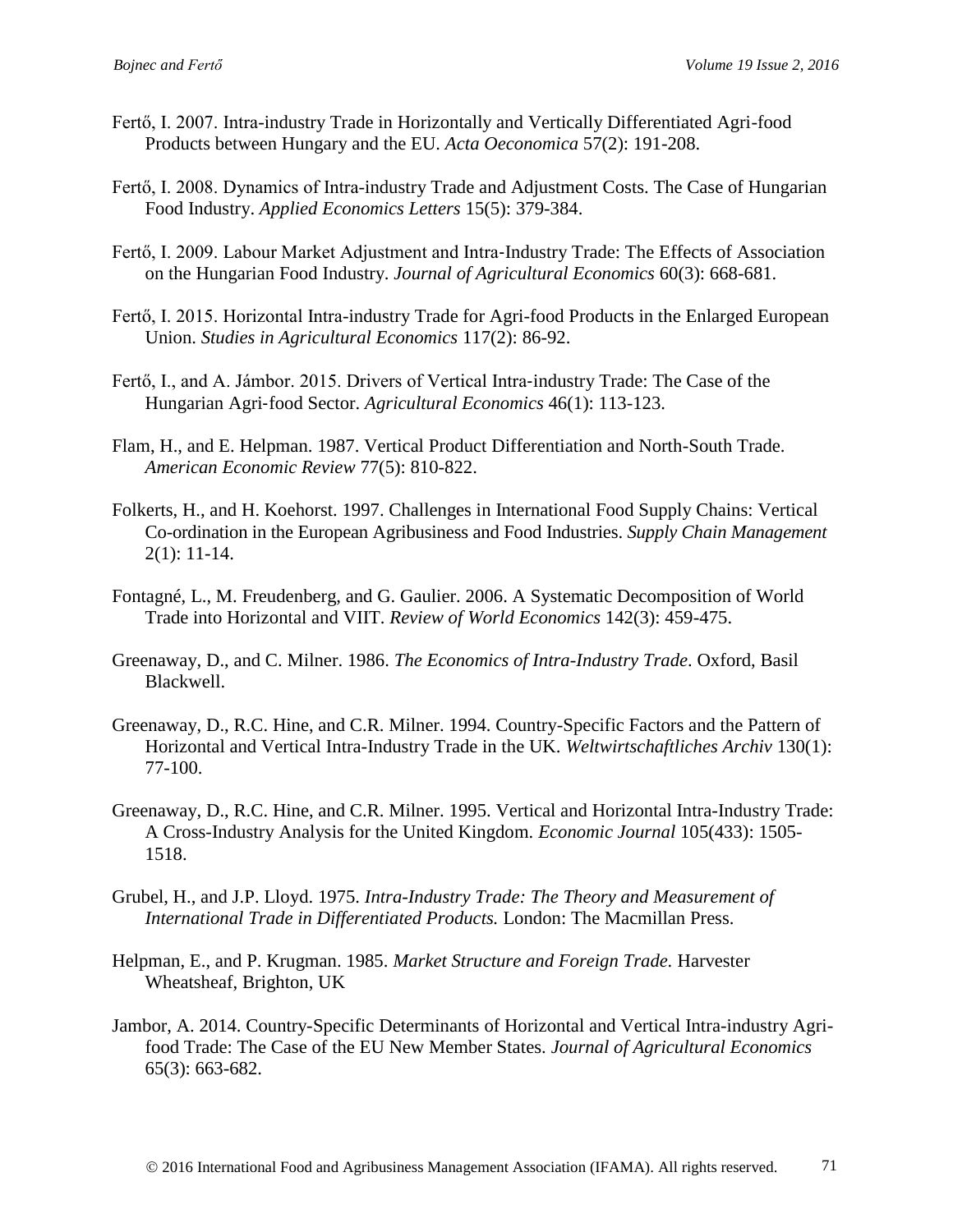Fertő, I. 2007. Intra-industry Trade in Horizontally and Vertically Differentiated Agri-food Products between Hungary and the EU. *Acta Oeconomica* 57(2): 191-208.

Fertő, I. 2008. Dynamics of Intra-industry Trade and Adjustment Costs. The Case of Hungarian Food Industry. *Applied Economics Letters* 15(5): 379-384.

Fertő, I. 2009. Labour Market Adjustment and Intra-Industry Trade: The Effects of Association on the Hungarian Food Industry. *Journal of Agricultural Economics* 60(3): 668-681.

Fertő, I. 2015. Horizontal Intra-industry Trade for Agri-food Products in the Enlarged European Union. *Studies in Agricultural Economics* 117(2): 86-92.

Fertő, I., and A. Jámbor. 2015. Drivers of Vertical Intra-industry Trade: The Case of the Hungarian Agri-food Sector. *Agricultural Economics* 46(1): 113-123.

Flam, H., and E. Helpman. 1987. Vertical Product Differentiation and North-South Trade. *American Economic Review* 77(5): 810-822.

Folkerts, H., and H. Koehorst. 1997. Challenges in International Food Supply Chains: Vertical Co-ordination in the European Agribusiness and Food Industries. *Supply Chain Management* 2(1): 11-14.

Fontagné, L., M. Freudenberg, and G. Gaulier. 2006. A Systematic Decomposition of World Trade into Horizontal and VIIT. *Review of World Economics* 142(3): 459-475.

Greenaway, D., and C. Milner. 1986. *The Economics of Intra-Industry Trade*. Oxford, Basil Blackwell.

Greenaway, D., R.C. Hine, and C.R. Milner. 1994. Country-Specific Factors and the Pattern of Horizontal and Vertical Intra-Industry Trade in the UK. *Weltwirtschaftliches Archiv* 130(1): 77-100.

Greenaway, D., R.C. Hine, and C.R. Milner. 1995. Vertical and Horizontal Intra-Industry Trade: A Cross-Industry Analysis for the United Kingdom. *Economic Journal* 105(433): 1505-1518.

Grubel, H., and J.P. Lloyd. 1975. *Intra-Industry Trade: The Theory and Measurement of International Trade in Differentiated Products.* London: The Macmillan Press.

Helpman, E., and P. Krugman. 1985. *Market Structure and Foreign Trade.* Harvester Wheatsheaf, Brighton, UK

Jambor, A. 2014. Country-Specific Determinants of Horizontal and Vertical Intra-industry Agri-food Trade: The Case of the EU New Member States. *Journal of Agricultural Economics* 65(3): 663-682.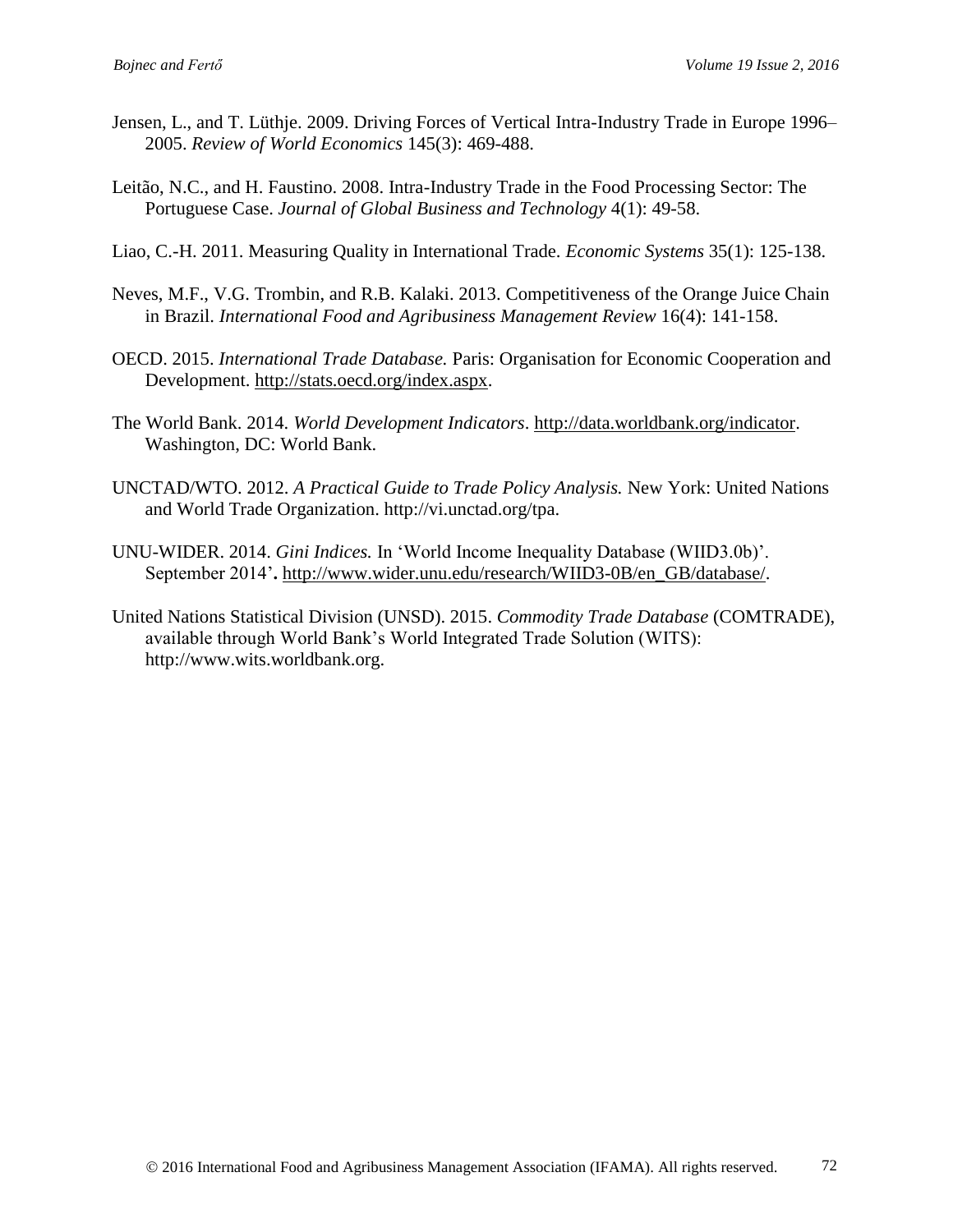Jensen, L., and T. Lüthje. 2009. Driving Forces of Vertical Intra-Industry Trade in Europe 1996–2005. *Review of World Economics* 145(3): 469-488.

Leitão, N.C., and H. Faustino. 2008. Intra-Industry Trade in the Food Processing Sector: The Portuguese Case. *Journal of Global Business and Technology* 4(1): 49-58.

Liao, C.-H. 2011. Measuring Quality in International Trade. *Economic Systems* 35(1): 125-138.

Neves, M.F., V.G. Trombin, and R.B. Kalaki. 2013. Competitiveness of the Orange Juice Chain in Brazil. *International Food and Agribusiness Management Review* 16(4): 141-158.

OECD. 2015. *International Trade Database.* Paris: Organisation for Economic Cooperation and Development. http://stats.oecd.org/index.aspx.

The World Bank. 2014. *World Development Indicators*. http://data.worldbank.org/indicator. Washington, DC: World Bank.

UNCTAD/WTO. 2012. *A Practical Guide to Trade Policy Analysis.* New York: United Nations and World Trade Organization. http://vi.unctad.org/tpa.

UNU-WIDER. 2014. *Gini Indices.* In 'World Income Inequality Database (WIID3.0b)'. September 2014'**.** http://www.wider.unu.edu/research/WIID3-0B/en_GB/database/.

United Nations Statistical Division (UNSD). 2015. *Commodity Trade Database* (COMTRADE), available through World Bank's World Integrated Trade Solution (WITS): http://www.wits.worldbank.org.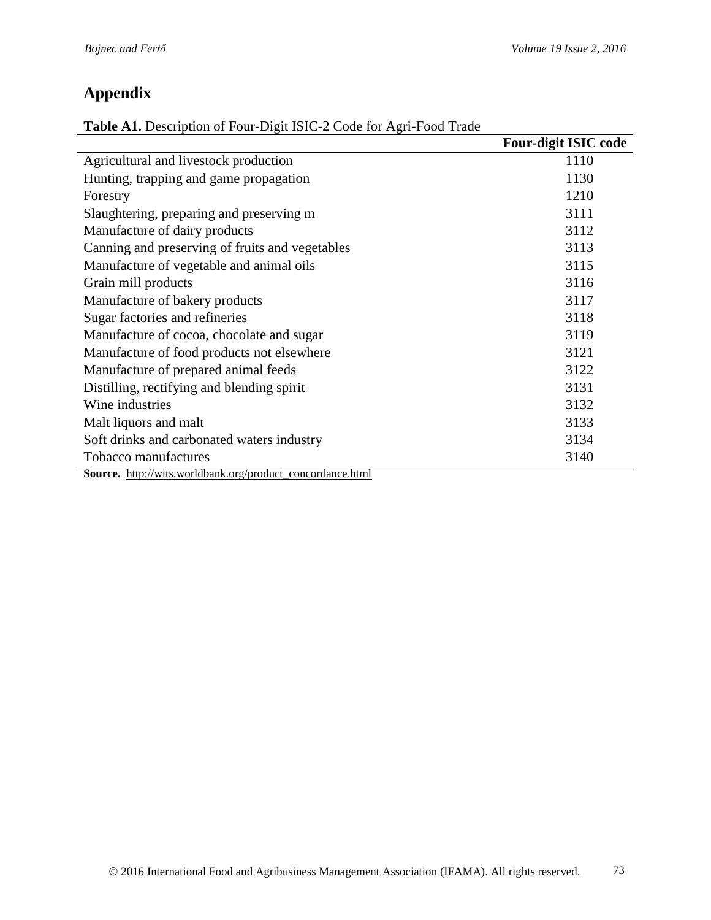## Appendix

**Table A1.** Description of Four-Digit ISIC-2 Code for Agri-Food Trade

| | **Four-digit ISIC code** |
|---|---|
| Agricultural and livestock production | 1110 |
| Hunting, trapping and game propagation | 1130 |
| Forestry | 1210 |
| Slaughtering, preparing and preserving m | 3111 |
| Manufacture of dairy products | 3112 |
| Canning and preserving of fruits and vegetables | 3113 |
| Manufacture of vegetable and animal oils | 3115 |
| Grain mill products | 3116 |
| Manufacture of bakery products | 3117 |
| Sugar factories and refineries | 3118 |
| Manufacture of cocoa, chocolate and sugar | 3119 |
| Manufacture of food products not elsewhere | 3121 |
| Manufacture of prepared animal feeds | 3122 |
| Distilling, rectifying and blending spirit | 3131 |
| Wine industries | 3132 |
| Malt liquors and malt | 3133 |
| Soft drinks and carbonated waters industry | 3134 |
| Tobacco manufactures | 3140 |

**Source.** http://wits.worldbank.org/product_concordance.html